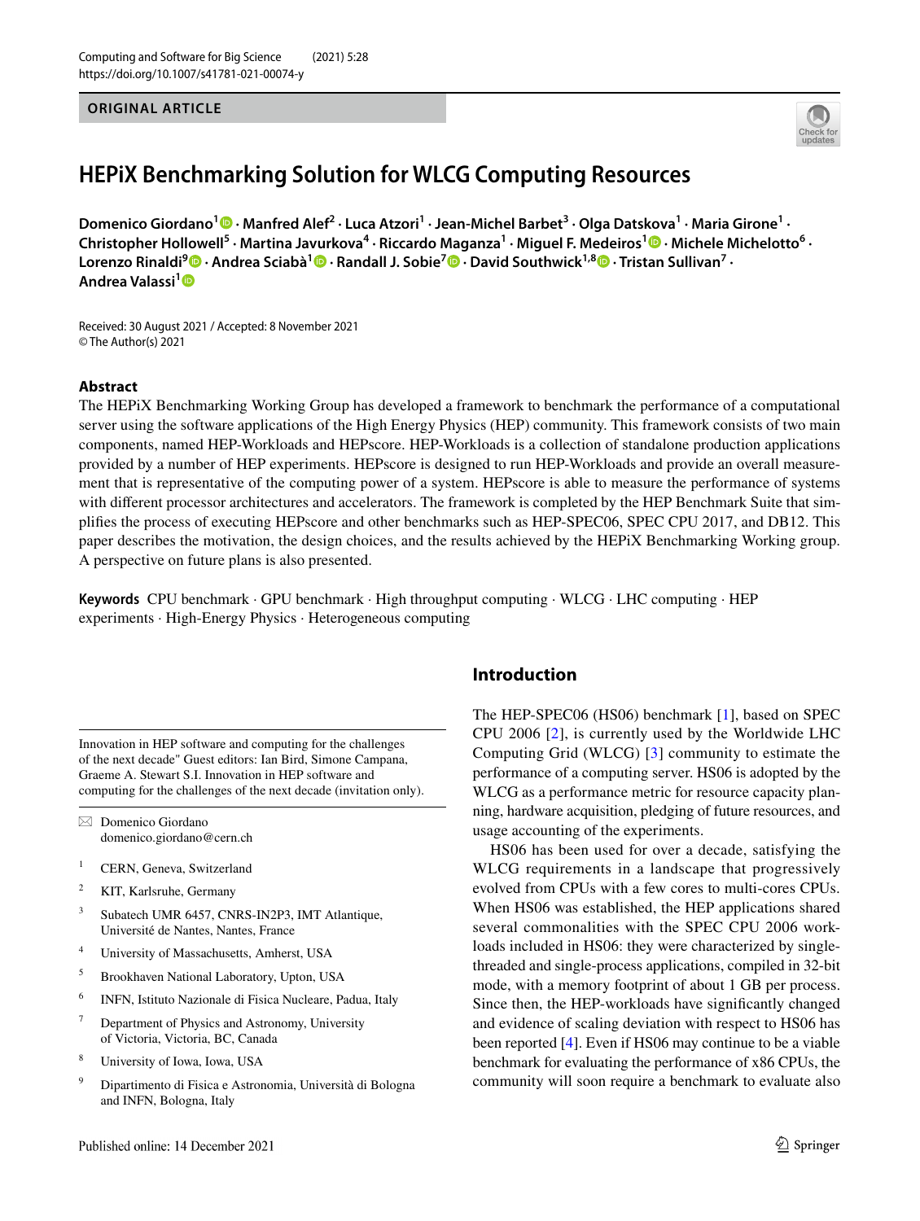ORIGINAL ARTICLE

# HEPiX Benchmarking Solution for WLCG Computing Resources

**Domenico Giordano[1] · Manfred Alef[2] · Luca Atzori[1] · Jean-Michel Barbet[3] · Olga Datskova[1] · Maria Girone[1] · Christopher Hollowell[5] · Martina Javurkova[4] · Riccardo Maganza[1] · Miguel F. Medeiros[1] · Michele Michelotto[6] · Lorenzo Rinaldi[9] · Andrea Sciabà[1] · Randall J. Sobie[7] · David Southwick[1,8] · Tristan Sullivan[7] · Andrea Valassi[1]**

Received: 30 August 2021 / Accepted: 8 November 2021
© The Author(s) 2021

## Abstract

The HEPiX Benchmarking Working Group has developed a framework to benchmark the performance of a computational server using the software applications of the High Energy Physics (HEP) community. This framework consists of two main components, named HEP-Workloads and HEPscore. HEP-Workloads is a collection of standalone production applications provided by a number of HEP experiments. HEPscore is designed to run HEP-Workloads and provide an overall measurement that is representative of the computing power of a system. HEPscore is able to measure the performance of systems with different processor architectures and accelerators. The framework is completed by the HEP Benchmark Suite that simplifies the process of executing HEPscore and other benchmarks such as HEP-SPEC06, SPEC CPU 2017, and DB12. This paper describes the motivation, the design choices, and the results achieved by the HEPiX Benchmarking Working group. A perspective on future plans is also presented.

**Keywords** CPU benchmark · GPU benchmark · High throughput computing · WLCG · LHC computing · HEP experiments · High-Energy Physics · Heterogeneous computing

## Introduction

The HEP-SPEC06 (HS06) benchmark [1], based on SPEC CPU 2006 [2], is currently used by the Worldwide LHC Computing Grid (WLCG) [3] community to estimate the performance of a computing server. HS06 is adopted by the WLCG as a performance metric for resource capacity planning, hardware acquisition, pledging of future resources, and usage accounting of the experiments.

HS06 has been used for over a decade, satisfying the WLCG requirements in a landscape that progressively evolved from CPUs with a few cores to multi-cores CPUs. When HS06 was established, the HEP applications shared several commonalities with the SPEC CPU 2006 workloads included in HS06: they were characterized by single-threaded and single-process applications, compiled in 32-bit mode, with a memory footprint of about 1 GB per process. Since then, the HEP-workloads have significantly changed and evidence of scaling deviation with respect to HS06 has been reported [4]. Even if HS06 may continue to be a viable benchmark for evaluating the performance of x86 CPUs, the community will soon require a benchmark to evaluate also

---

Innovation in HEP software and computing for the challenges of the next decade" Guest editors: Ian Bird, Simone Campana, Graeme A. Stewart S.I. Innovation in HEP software and computing for the challenges of the next decade (invitation only).

✉ Domenico Giordano
domenico.giordano@cern.ch

1 CERN, Geneva, Switzerland
2 KIT, Karlsruhe, Germany
3 Subatech UMR 6457, CNRS-IN2P3, IMT Atlantique, Université de Nantes, Nantes, France
4 University of Massachusetts, Amherst, USA
5 Brookhaven National Laboratory, Upton, USA
6 INFN, Istituto Nazionale di Fisica Nucleare, Padua, Italy
7 Department of Physics and Astronomy, University of Victoria, Victoria, BC, Canada
8 University of Iowa, Iowa, USA
9 Dipartimento di Fisica e Astronomia, Università di Bologna and INFN, Bologna, Italy

Published online: 14 December 2021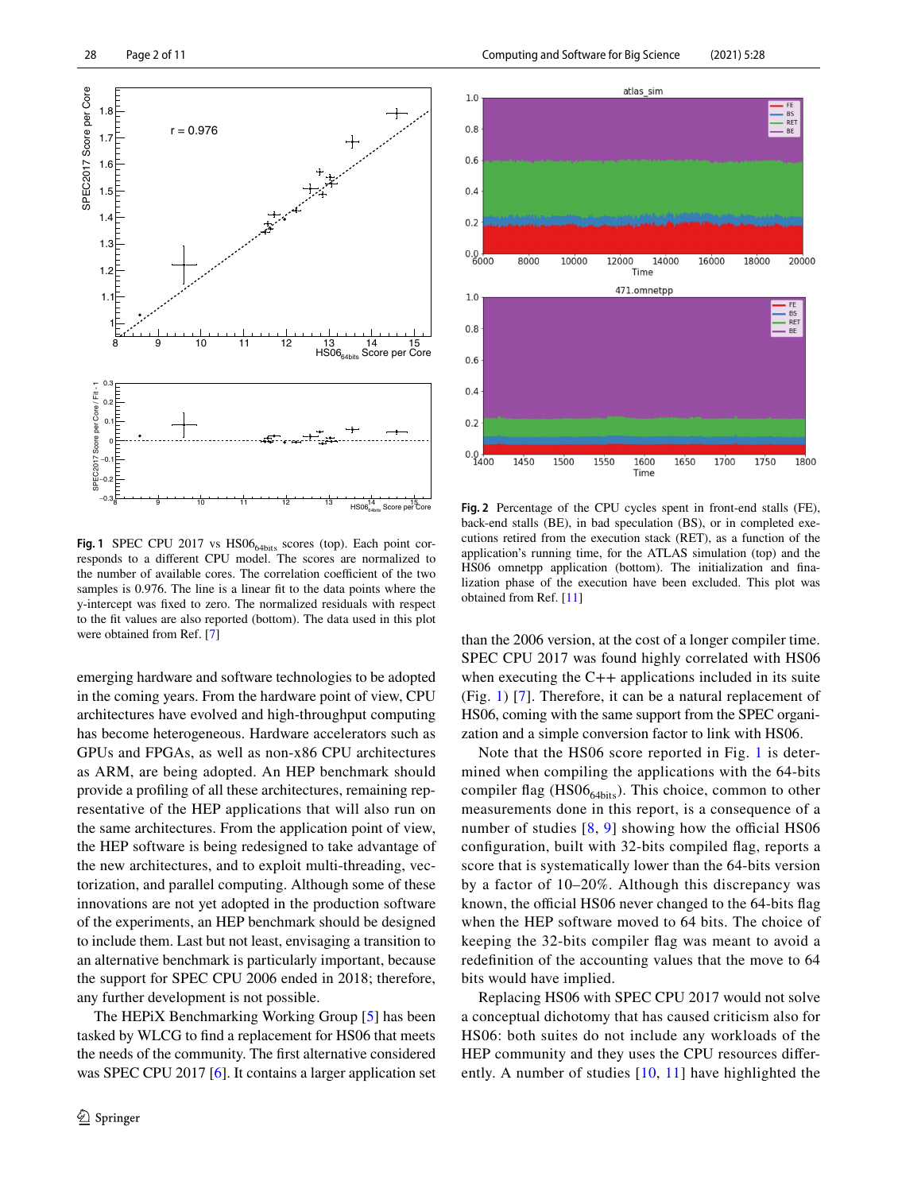**Fig. 1** SPEC CPU 2017 vs $HS06_{64bits}$ scores (top). Each point corresponds to a different CPU model. The scores are normalized to the number of available cores. The correlation coefficient of the two samples is 0.976. The line is a linear fit to the data points where the y-intercept was fixed to zero. The normalized residuals with respect to the fit values are also reported (bottom). The data used in this plot were obtained from Ref. [7]

**Fig. 2** Percentage of the CPU cycles spent in front-end stalls (FE), back-end stalls (BE), in bad speculation (BS), or in completed executions retired from the execution stack (RET), as a function of the application's running time, for the ATLAS simulation (top) and the HS06 omnetpp application (bottom). The initialization and finalization phase of the execution have been excluded. This plot was obtained from Ref. [11]

emerging hardware and software technologies to be adopted in the coming years. From the hardware point of view, CPU architectures have evolved and high-throughput computing has become heterogeneous. Hardware accelerators such as GPUs and FPGAs, as well as non-x86 CPU architectures as ARM, are being adopted. An HEP benchmark should provide a profiling of all these architectures, remaining representative of the HEP applications that will also run on the same architectures. From the application point of view, the HEP software is being redesigned to take advantage of the new architectures, and to exploit multi-threading, vectorization, and parallel computing. Although some of these innovations are not yet adopted in the production software of the experiments, an HEP benchmark should be designed to include them. Last but not least, envisaging a transition to an alternative benchmark is particularly important, because the support for SPEC CPU 2006 ended in 2018; therefore, any further development is not possible.

The HEPiX Benchmarking Working Group [5] has been tasked by WLCG to find a replacement for HS06 that meets the needs of the community. The first alternative considered was SPEC CPU 2017 [6]. It contains a larger application set than the 2006 version, at the cost of a longer compiler time. SPEC CPU 2017 was found highly correlated with HS06 when executing the C++ applications included in its suite (Fig. 1) [7]. Therefore, it can be a natural replacement of HS06, coming with the same support from the SPEC organization and a simple conversion factor to link with HS06.

Note that the HS06 score reported in Fig. 1 is determined when compiling the applications with the 64-bits compiler flag ($HS06_{64bits}$). This choice, common to other measurements done in this report, is a consequence of a number of studies [8, 9] showing how the official HS06 configuration, built with 32-bits compiled flag, reports a score that is systematically lower than the 64-bits version by a factor of 10–20%. Although this discrepancy was known, the official HS06 never changed to the 64-bits flag when the HEP software moved to 64 bits. The choice of keeping the 32-bits compiler flag was meant to avoid a redefinition of the accounting values that the move to 64 bits would have implied.

Replacing HS06 with SPEC CPU 2017 would not solve a conceptual dichotomy that has caused criticism also for HS06: both suites do not include any workloads of the HEP community and they uses the CPU resources differently. A number of studies [10, 11] have highlighted the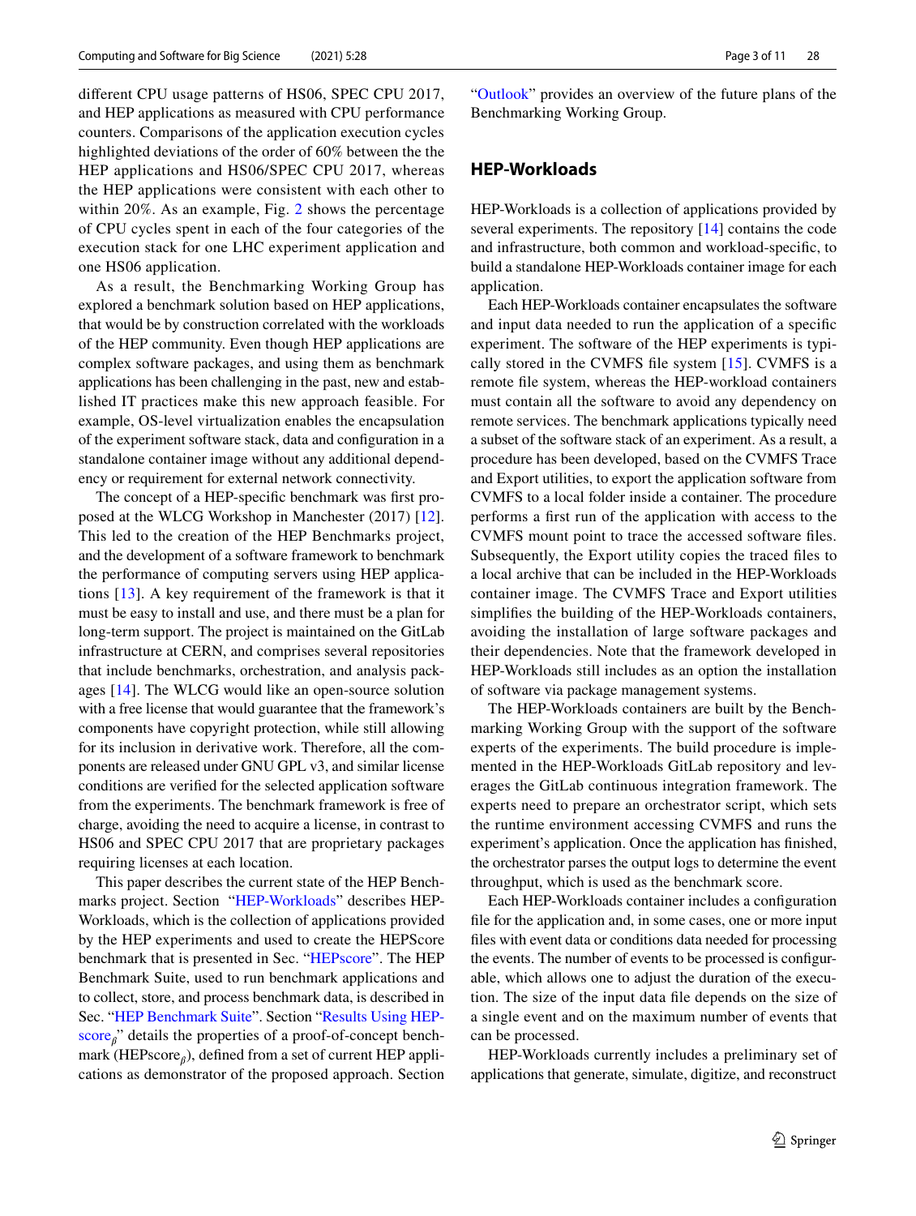different CPU usage patterns of HS06, SPEC CPU 2017, and HEP applications as measured with CPU performance counters. Comparisons of the application execution cycles highlighted deviations of the order of 60% between the the HEP applications and HS06/SPEC CPU 2017, whereas the HEP applications were consistent with each other to within 20%. As an example, Fig. 2 shows the percentage of CPU cycles spent in each of the four categories of the execution stack for one LHC experiment application and one HS06 application.

As a result, the Benchmarking Working Group has explored a benchmark solution based on HEP applications, that would be by construction correlated with the workloads of the HEP community. Even though HEP applications are complex software packages, and using them as benchmark applications has been challenging in the past, new and established IT practices make this new approach feasible. For example, OS-level virtualization enables the encapsulation of the experiment software stack, data and configuration in a standalone container image without any additional dependency or requirement for external network connectivity.

The concept of a HEP-specific benchmark was first proposed at the WLCG Workshop in Manchester (2017) [12]. This led to the creation of the HEP Benchmarks project, and the development of a software framework to benchmark the performance of computing servers using HEP applications [13]. A key requirement of the framework is that it must be easy to install and use, and there must be a plan for long-term support. The project is maintained on the GitLab infrastructure at CERN, and comprises several repositories that include benchmarks, orchestration, and analysis packages [14]. The WLCG would like an open-source solution with a free license that would guarantee that the framework's components have copyright protection, while still allowing for its inclusion in derivative work. Therefore, all the components are released under GNU GPL v3, and similar license conditions are verified for the selected application software from the experiments. The benchmark framework is free of charge, avoiding the need to acquire a license, in contrast to HS06 and SPEC CPU 2017 that are proprietary packages requiring licenses at each location.

This paper describes the current state of the HEP Benchmarks project. Section "HEP-Workloads" describes HEP-Workloads, which is the collection of applications provided by the HEP experiments and used to create the HEPScore benchmark that is presented in Sec. "HEPscore". The HEP Benchmark Suite, used to run benchmark applications and to collect, store, and process benchmark data, is described in Sec. "HEP Benchmark Suite". Section "Results Using HEPscore$_\beta$" details the properties of a proof-of-concept benchmark (HEPscore$_\beta$), defined from a set of current HEP applications as demonstrator of the proposed approach. Section "Outlook" provides an overview of the future plans of the Benchmarking Working Group.

## HEP-Workloads

HEP-Workloads is a collection of applications provided by several experiments. The repository [14] contains the code and infrastructure, both common and workload-specific, to build a standalone HEP-Workloads container image for each application.

Each HEP-Workloads container encapsulates the software and input data needed to run the application of a specific experiment. The software of the HEP experiments is typically stored in the CVMFS file system [15]. CVMFS is a remote file system, whereas the HEP-workload containers must contain all the software to avoid any dependency on remote services. The benchmark applications typically need a subset of the software stack of an experiment. As a result, a procedure has been developed, based on the CVMFS Trace and Export utilities, to export the application software from CVMFS to a local folder inside a container. The procedure performs a first run of the application with access to the CVMFS mount point to trace the accessed software files. Subsequently, the Export utility copies the traced files to a local archive that can be included in the HEP-Workloads container image. The CVMFS Trace and Export utilities simplifies the building of the HEP-Workloads containers, avoiding the installation of large software packages and their dependencies. Note that the framework developed in HEP-Workloads still includes as an option the installation of software via package management systems.

The HEP-Workloads containers are built by the Benchmarking Working Group with the support of the software experts of the experiments. The build procedure is implemented in the HEP-Workloads GitLab repository and leverages the GitLab continuous integration framework. The experts need to prepare an orchestrator script, which sets the runtime environment accessing CVMFS and runs the experiment's application. Once the application has finished, the orchestrator parses the output logs to determine the event throughput, which is used as the benchmark score.

Each HEP-Workloads container includes a configuration file for the application and, in some cases, one or more input files with event data or conditions data needed for processing the events. The number of events to be processed is configurable, which allows one to adjust the duration of the execution. The size of the input data file depends on the size of a single event and on the maximum number of events that can be processed.

HEP-Workloads currently includes a preliminary set of applications that generate, simulate, digitize, and reconstruct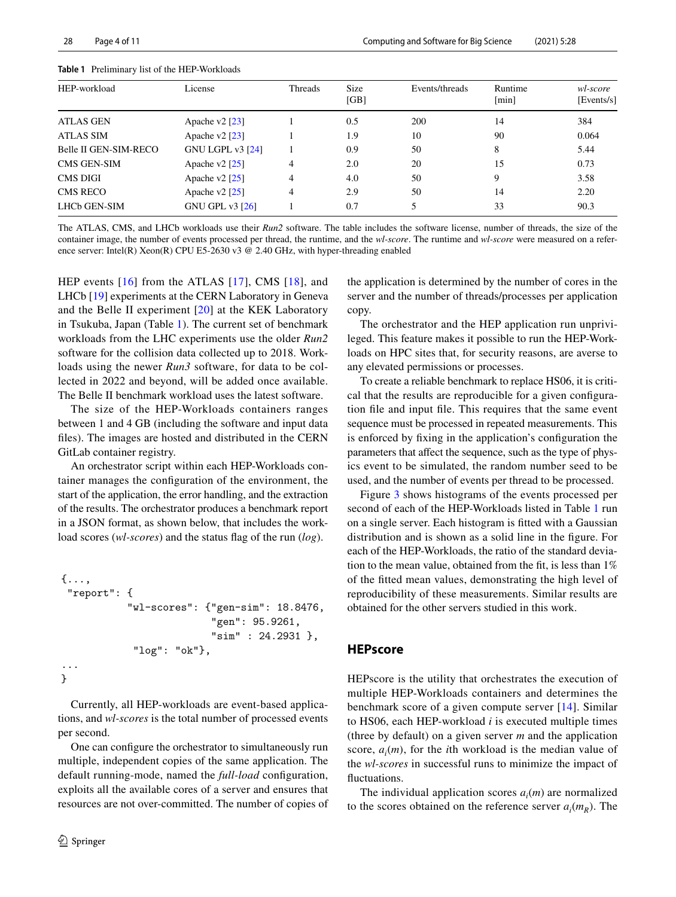**Table 1** Preliminary list of the HEP-Workloads

| HEP-workload | License | Threads | Size [GB] | Events/threads | Runtime [min] | *wl-score* [Events/s] |
|---|---|---|---|---|---|---|
| ATLAS GEN | Apache v2 [23] | 1 | 0.5 | 200 | 14 | 384 |
| ATLAS SIM | Apache v2 [23] | 1 | 1.9 | 10 | 90 | 0.064 |
| Belle II GEN-SIM-RECO | GNU LGPL v3 [24] | 1 | 0.9 | 50 | 8 | 5.44 |
| CMS GEN-SIM | Apache v2 [25] | 4 | 2.0 | 20 | 15 | 0.73 |
| CMS DIGI | Apache v2 [25] | 4 | 4.0 | 50 | 9 | 3.58 |
| CMS RECO | Apache v2 [25] | 4 | 2.9 | 50 | 14 | 2.20 |
| LHCb GEN-SIM | GNU GPL v3 [26] | 1 | 0.7 | 5 | 33 | 90.3 |

The ATLAS, CMS, and LHCb workloads use their *Run2* software. The table includes the software license, number of threads, the size of the container image, the number of events processed per thread, the runtime, and the *wl-score*. The runtime and *wl-score* were measured on a reference server: Intel(R) Xeon(R) CPU E5-2630 v3 @ 2.40 GHz, with hyper-threading enabled

HEP events [16] from the ATLAS [17], CMS [18], and LHCb [19] experiments at the CERN Laboratory in Geneva and the Belle II experiment [20] at the KEK Laboratory in Tsukuba, Japan (Table 1). The current set of benchmark workloads from the LHC experiments use the older *Run2* software for the collision data collected up to 2018. Workloads using the newer *Run3* software, for data to be collected in 2022 and beyond, will be added once available. The Belle II benchmark workload uses the latest software.

The size of the HEP-Workloads containers ranges between 1 and 4 GB (including the software and input data files). The images are hosted and distributed in the CERN GitLab container registry.

An orchestrator script within each HEP-Workloads container manages the configuration of the environment, the start of the application, the error handling, and the extraction of the results. The orchestrator produces a benchmark report in a JSON format, as shown below, that includes the workload scores (*wl-scores*) and the status flag of the run (*log*).

```
{...,
 "report": {
          "wl-scores": {"gen-sim": 18.8476,
                        "gen": 95.9261,
                        "sim" : 24.2931 },
           "log": "ok"},
...
}
```

Currently, all HEP-workloads are event-based applications, and *wl-scores* is the total number of processed events per second.

One can configure the orchestrator to simultaneously run multiple, independent copies of the same application. The default running-mode, named the *full-load* configuration, exploits all the available cores of a server and ensures that resources are not over-committed. The number of copies of the application is determined by the number of cores in the server and the number of threads/processes per application copy.

The orchestrator and the HEP application run unprivileged. This feature makes it possible to run the HEP-Workloads on HPC sites that, for security reasons, are averse to any elevated permissions or processes.

To create a reliable benchmark to replace HS06, it is critical that the results are reproducible for a given configuration file and input file. This requires that the same event sequence must be processed in repeated measurements. This is enforced by fixing in the application's configuration the parameters that affect the sequence, such as the type of physics event to be simulated, the random number seed to be used, and the number of events per thread to be processed.

Figure 3 shows histograms of the events processed per second of each of the HEP-Workloads listed in Table 1 run on a single server. Each histogram is fitted with a Gaussian distribution and is shown as a solid line in the figure. For each of the HEP-Workloads, the ratio of the standard deviation to the mean value, obtained from the fit, is less than 1% of the fitted mean values, demonstrating the high level of reproducibility of these measurements. Similar results are obtained for the other servers studied in this work.

## HEPscore

HEPscore is the utility that orchestrates the execution of multiple HEP-Workloads containers and determines the benchmark score of a given compute server [14]. Similar to HS06, each HEP-workload $i$ is executed multiple times (three by default) on a given server $m$ and the application score, $a_i(m)$, for the $i$th workload is the median value of the *wl-scores* in successful runs to minimize the impact of fluctuations.

The individual application scores $a_i(m)$ are normalized to the scores obtained on the reference server $a_i(m_R)$. The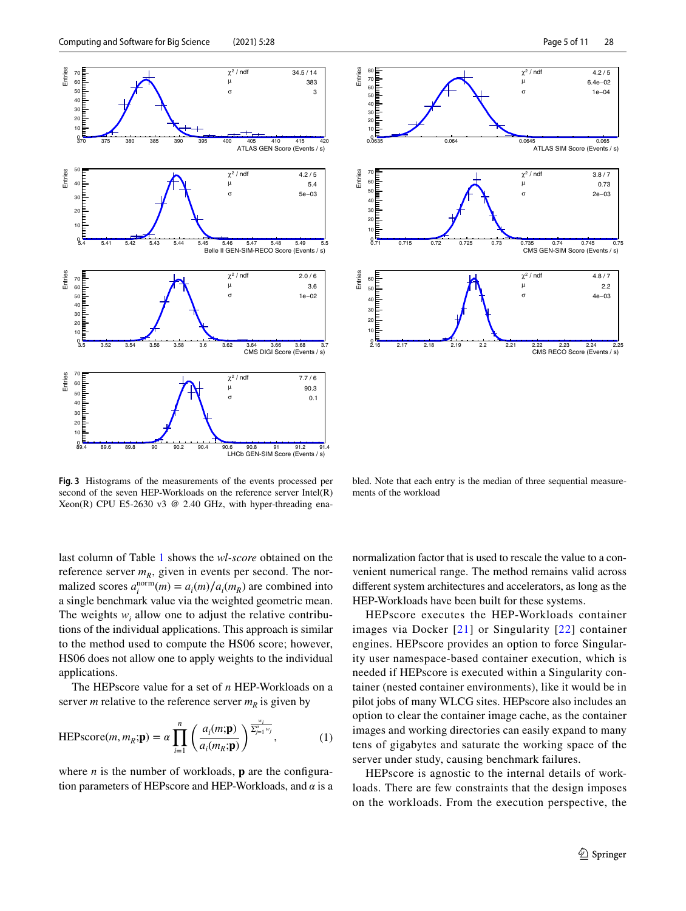**Fig. 3** Histograms of the measurements of the events processed per second of the seven HEP-Workloads on the reference server Intel(R) Xeon(R) CPU E5-2630 v3 @ 2.40 GHz, with hyper-threading enabled. Note that each entry is the median of three sequential measurements of the workload

last column of Table 1 shows the *wl-score* obtained on the reference server $m_R$, given in events per second. The normalized scores $a_i^{\text{norm}}(m) = a_i(m)/a_i(m_R)$ are combined into a single benchmark value via the weighted geometric mean. The weights $w_i$ allow one to adjust the relative contributions of the individual applications. This approach is similar to the method used to compute the HS06 score; however, HS06 does not allow one to apply weights to the individual applications.

The HEPscore value for a set of $n$ HEP-Workloads on a server $m$ relative to the reference server $m_R$ is given by

$$\text{HEPscore}(m, m_R; \mathbf{p}) = \alpha \prod_{i=1}^{n} \left( \frac{a_i(m; \mathbf{p})}{a_i(m_R; \mathbf{p})} \right)^{\frac{w_i}{\sum_{j=1}^{n} w_j}}, \tag{1}$$

where $n$ is the number of workloads, $\mathbf{p}$ are the configuration parameters of HEPscore and HEP-Workloads, and $\alpha$ is a normalization factor that is used to rescale the value to a convenient numerical range. The method remains valid across different system architectures and accelerators, as long as the HEP-Workloads have been built for these systems.

HEPscore executes the HEP-Workloads container images via Docker [21] or Singularity [22] container engines. HEPscore provides an option to force Singularity user namespace-based container execution, which is needed if HEPscore is executed within a Singularity container (nested container environments), like it would be in pilot jobs of many WLCG sites. HEPscore also includes an option to clear the container image cache, as the container images and working directories can easily expand to many tens of gigabytes and saturate the working space of the server under study, causing benchmark failures.

HEPscore is agnostic to the internal details of workloads. There are few constraints that the design imposes on the workloads. From the execution perspective, the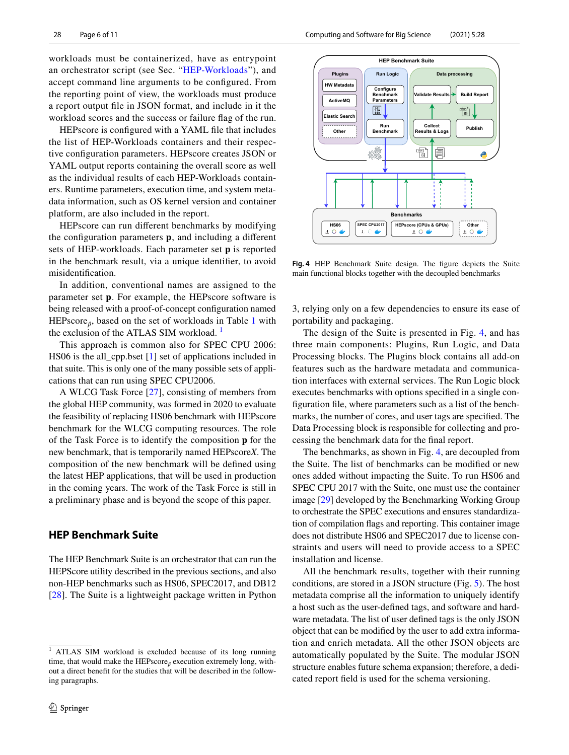workloads must be containerized, have as entrypoint an orchestrator script (see Sec. "HEP-Workloads"), and accept command line arguments to be configured. From the reporting point of view, the workloads must produce a report output file in JSON format, and include in it the workload scores and the success or failure flag of the run.

HEPscore is configured with a YAML file that includes the list of HEP-Workloads containers and their respective configuration parameters. HEPscore creates JSON or YAML output reports containing the overall score as well as the individual results of each HEP-Workloads containers. Runtime parameters, execution time, and system metadata information, such as OS kernel version and container platform, are also included in the report.

HEPscore can run different benchmarks by modifying the configuration parameters **p**, and including a different sets of HEP-workloads. Each parameter set **p** is reported in the benchmark result, via a unique identifier, to avoid misidentification.

In addition, conventional names are assigned to the parameter set **p**. For example, the HEPscore software is being released with a proof-of-concept configuration named HEPscore$_\beta$, based on the set of workloads in Table 1 with the exclusion of the ATLAS SIM workload. [1]

This approach is common also for SPEC CPU 2006: HS06 is the all_cpp.bset [1] set of applications included in that suite. This is only one of the many possible sets of applications that can run using SPEC CPU2006.

A WLCG Task Force [27], consisting of members from the global HEP community, was formed in 2020 to evaluate the feasibility of replacing HS06 benchmark with HEPscore benchmark for the WLCG computing resources. The role of the Task Force is to identify the composition **p** for the new benchmark, that is temporarily named HEPscore*X*. The composition of the new benchmark will be defined using the latest HEP applications, that will be used in production in the coming years. The work of the Task Force is still in a preliminary phase and is beyond the scope of this paper.

## HEP Benchmark Suite

The HEP Benchmark Suite is an orchestrator that can run the HEPScore utility described in the previous sections, and also non-HEP benchmarks such as HS06, SPEC2017, and DB12 [28]. The Suite is a lightweight package written in Python 3, relying only on a few dependencies to ensure its ease of portability and packaging.

**Fig. 4** HEP Benchmark Suite design. The figure depicts the Suite main functional blocks together with the decoupled benchmarks

The design of the Suite is presented in Fig. 4, and has three main components: Plugins, Run Logic, and Data Processing blocks. The Plugins block contains all add-on features such as the hardware metadata and communication interfaces with external services. The Run Logic block executes benchmarks with options specified in a single configuration file, where parameters such as a list of the benchmarks, the number of cores, and user tags are specified. The Data Processing block is responsible for collecting and processing the benchmark data for the final report.

The benchmarks, as shown in Fig. 4, are decoupled from the Suite. The list of benchmarks can be modified or new ones added without impacting the Suite. To run HS06 and SPEC CPU 2017 with the Suite, one must use the container image [29] developed by the Benchmarking Working Group to orchestrate the SPEC executions and ensures standardization of compilation flags and reporting. This container image does not distribute HS06 and SPEC2017 due to license constraints and users will need to provide access to a SPEC installation and license.

All the benchmark results, together with their running conditions, are stored in a JSON structure (Fig. 5). The host metadata comprise all the information to uniquely identify a host such as the user-defined tags, and software and hardware metadata. The list of user defined tags is the only JSON object that can be modified by the user to add extra information and enrich metadata. All the other JSON objects are automatically populated by the Suite. The modular JSON structure enables future schema expansion; therefore, a dedicated report field is used for the schema versioning.

[1] ATLAS SIM workload is excluded because of its long running time, that would make the HEPscore$_\beta$ execution extremely long, without a direct benefit for the studies that will be described in the following paragraphs.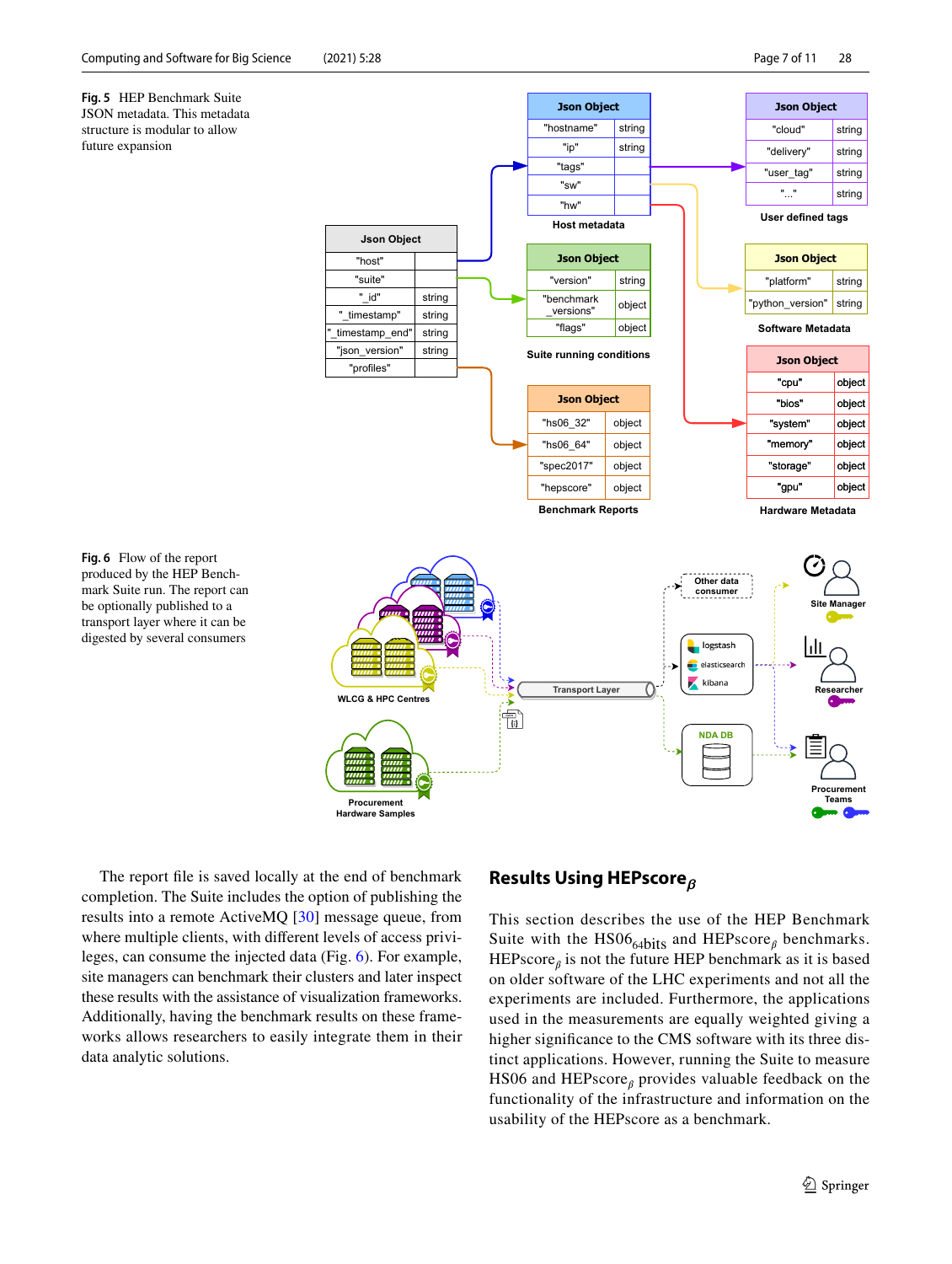**Fig. 5** HEP Benchmark Suite JSON metadata. This metadata structure is modular to allow future expansion

**Fig. 6** Flow of the report produced by the HEP Benchmark Suite run. The report can be optionally published to a transport layer where it can be digested by several consumers

The report file is saved locally at the end of benchmark completion. The Suite includes the option of publishing the results into a remote ActiveMQ [30] message queue, from where multiple clients, with different levels of access privileges, can consume the injected data (Fig. 6). For example, site managers can benchmark their clusters and later inspect these results with the assistance of visualization frameworks. Additionally, having the benchmark results on these frameworks allows researchers to easily integrate them in their data analytic solutions.

## Results Using HEPscore$_\beta$

This section describes the use of the HEP Benchmark Suite with the HS06$_{64\text{bits}}$ and HEPscore$_\beta$ benchmarks. HEPscore$_\beta$ is not the future HEP benchmark as it is based on older software of the LHC experiments and not all the experiments are included. Furthermore, the applications used in the measurements are equally weighted giving a higher significance to the CMS software with its three distinct applications. However, running the Suite to measure HS06 and HEPscore$_\beta$ provides valuable feedback on the functionality of the infrastructure and information on the usability of the HEPscore as a benchmark.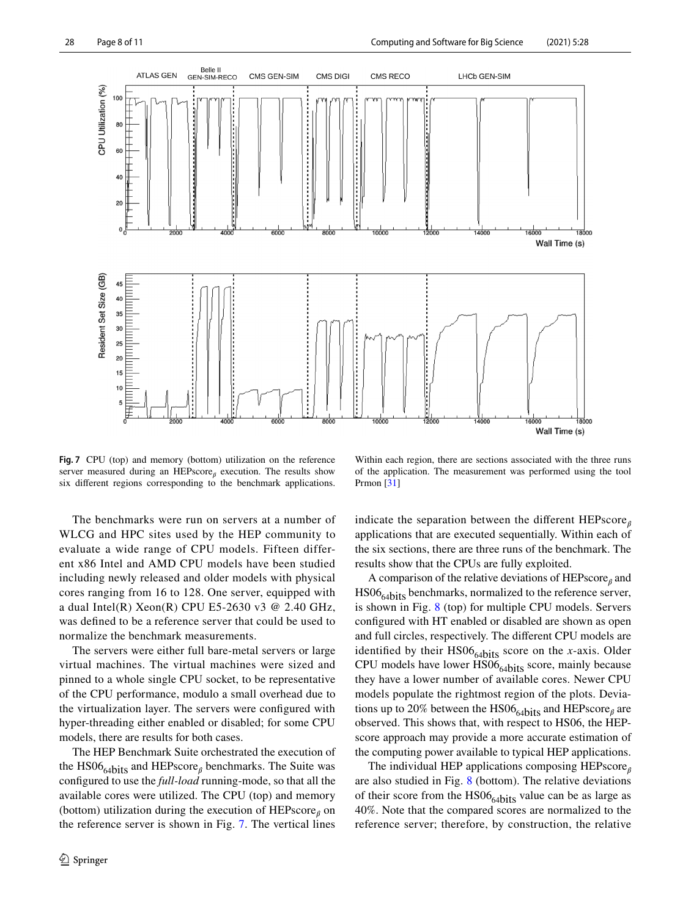**Fig. 7** CPU (top) and memory (bottom) utilization on the reference server measured during an HEPscore$_\beta$ execution. The results show six different regions corresponding to the benchmark applications. Within each region, there are sections associated with the three runs of the application. The measurement was performed using the tool Prmon [31]

The benchmarks were run on servers at a number of WLCG and HPC sites used by the HEP community to evaluate a wide range of CPU models. Fifteen different x86 Intel and AMD CPU models have been studied including newly released and older models with physical cores ranging from 16 to 128. One server, equipped with a dual Intel(R) Xeon(R) CPU E5-2630 v3 @ 2.40 GHz, was defined to be a reference server that could be used to normalize the benchmark measurements.

The servers were either full bare-metal servers or large virtual machines. The virtual machines were sized and pinned to a whole single CPU socket, to be representative of the CPU performance, modulo a small overhead due to the virtualization layer. The servers were configured with hyper-threading either enabled or disabled; for some CPU models, there are results for both cases.

The HEP Benchmark Suite orchestrated the execution of the HS06$_{64\text{bits}}$ and HEPscore$_\beta$ benchmarks. The Suite was configured to use the *full-load* running-mode, so that all the available cores were utilized. The CPU (top) and memory (bottom) utilization during the execution of HEPscore$_\beta$ on the reference server is shown in Fig. 7. The vertical lines indicate the separation between the different HEPscore$_\beta$ applications that are executed sequentially. Within each of the six sections, there are three runs of the benchmark. The results show that the CPUs are fully exploited.

A comparison of the relative deviations of HEPscore$_\beta$ and HS06$_{64\text{bits}}$ benchmarks, normalized to the reference server, is shown in Fig. 8 (top) for multiple CPU models. Servers configured with HT enabled or disabled are shown as open and full circles, respectively. The different CPU models are identified by their HS06$_{64\text{bits}}$ score on the *x*-axis. Older CPU models have lower HS06$_{64\text{bits}}$ score, mainly because they have a lower number of available cores. Newer CPU models populate the rightmost region of the plots. Deviations up to 20% between the HS06$_{64\text{bits}}$ and HEPscore$_\beta$ are observed. This shows that, with respect to HS06, the HEPscore approach may provide a more accurate estimation of the computing power available to typical HEP applications.

The individual HEP applications composing HEPscore$_\beta$ are also studied in Fig. 8 (bottom). The relative deviations of their score from the HS06$_{64\text{bits}}$ value can be as large as 40%. Note that the compared scores are normalized to the reference server; therefore, by construction, the relative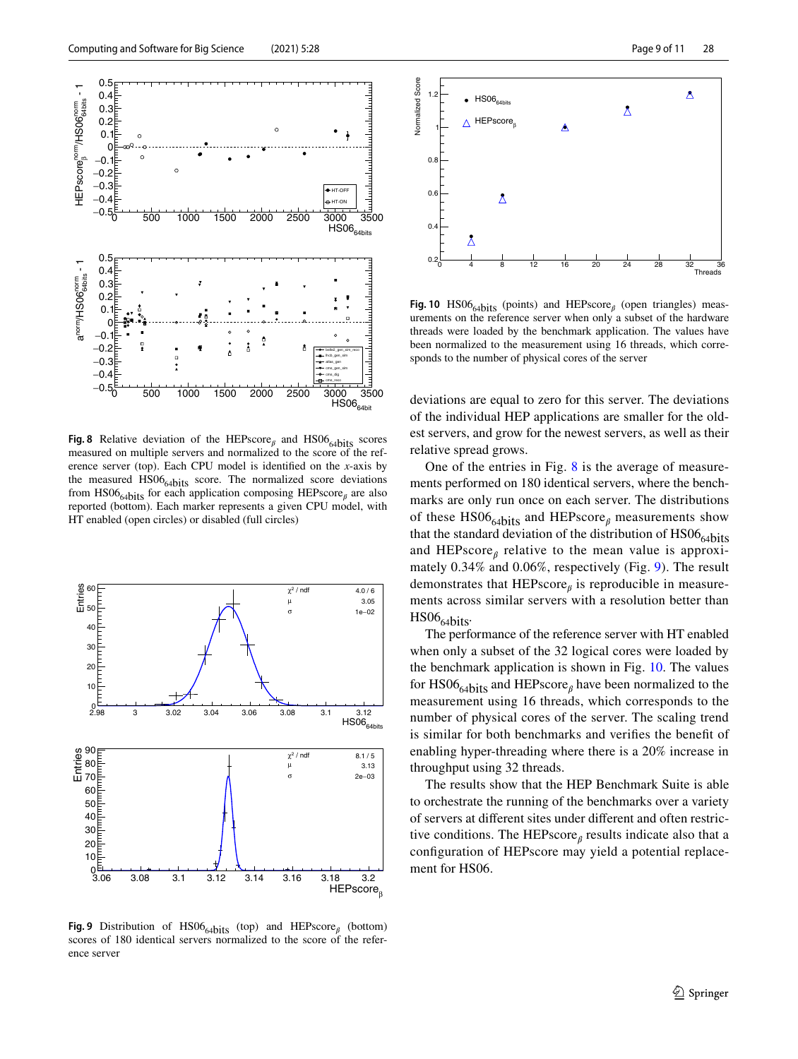**Fig. 8** Relative deviation of the $\text{HEPscore}_\beta$ and $\text{HS06}_{64\text{bits}}$ scores measured on multiple servers and normalized to the score of the reference server (top). Each CPU model is identified on the *x*-axis by the measured $\text{HS06}_{64\text{bits}}$ score. The normalized score deviations from $\text{HS06}_{64\text{bits}}$ for each application composing $\text{HEPscore}_\beta$ are also reported (bottom). Each marker represents a given CPU model, with HT enabled (open circles) or disabled (full circles)

**Fig. 9** Distribution of $\text{HS06}_{64\text{bits}}$ (top) and $\text{HEPscore}_\beta$ (bottom) scores of 180 identical servers normalized to the score of the reference server

**Fig. 10** $\text{HS06}_{64\text{bits}}$ (points) and $\text{HEPscore}_\beta$ (open triangles) measurements on the reference server when only a subset of the hardware threads were loaded by the benchmark application. The values have been normalized to the measurement using 16 threads, which corresponds to the number of physical cores of the server

deviations are equal to zero for this server. The deviations of the individual HEP applications are smaller for the oldest servers, and grow for the newest servers, as well as their relative spread grows.

One of the entries in Fig. 8 is the average of measurements performed on 180 identical servers, where the benchmarks are only run once on each server. The distributions of these $\text{HS06}_{64\text{bits}}$ and $\text{HEPscore}_\beta$ measurements show that the standard deviation of the distribution of $\text{HS06}_{64\text{bits}}$ and $\text{HEPscore}_\beta$ relative to the mean value is approximately 0.34% and 0.06%, respectively (Fig. 9). The result demonstrates that $\text{HEPscore}_\beta$ is reproducible in measurements across similar servers with a resolution better than $\text{HS06}_{64\text{bits}}$.

The performance of the reference server with HT enabled when only a subset of the 32 logical cores were loaded by the benchmark application is shown in Fig. 10. The values for $\text{HS06}_{64\text{bits}}$ and $\text{HEPscore}_\beta$ have been normalized to the measurement using 16 threads, which corresponds to the number of physical cores of the server. The scaling trend is similar for both benchmarks and verifies the benefit of enabling hyper-threading where there is a 20% increase in throughput using 32 threads.

The results show that the HEP Benchmark Suite is able to orchestrate the running of the benchmarks over a variety of servers at different sites under different and often restrictive conditions. The $\text{HEPscore}_\beta$ results indicate also that a configuration of HEPscore may yield a potential replacement for HS06.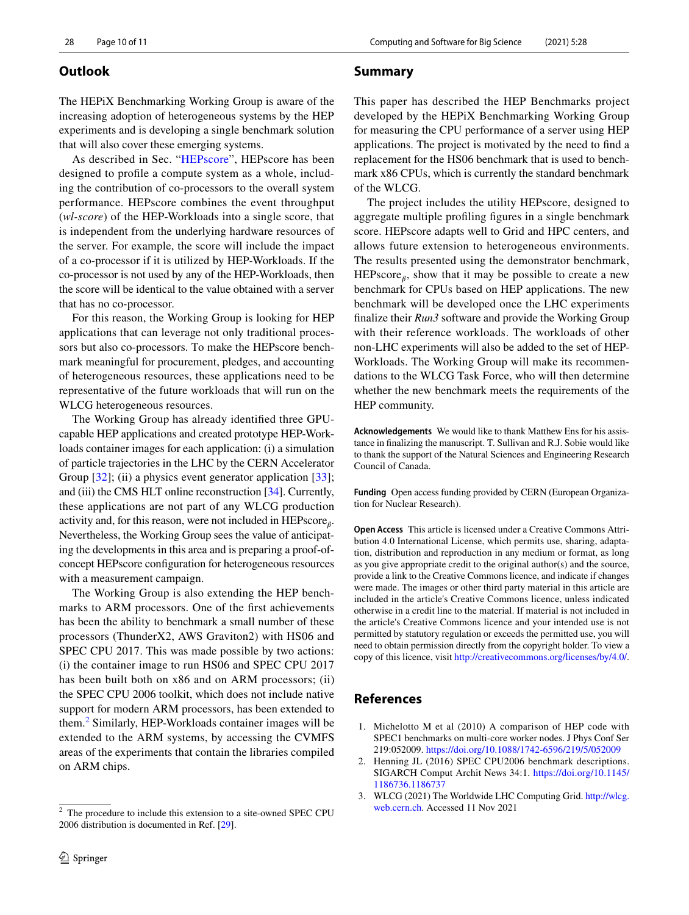## Outlook

The HEPiX Benchmarking Working Group is aware of the increasing adoption of heterogeneous systems by the HEP experiments and is developing a single benchmark solution that will also cover these emerging systems.

As described in Sec. "HEPscore", HEPscore has been designed to profile a compute system as a whole, including the contribution of co-processors to the overall system performance. HEPscore combines the event throughput (*wl-score*) of the HEP-Workloads into a single score, that is independent from the underlying hardware resources of the server. For example, the score will include the impact of a co-processor if it is utilized by HEP-Workloads. If the co-processor is not used by any of the HEP-Workloads, then the score will be identical to the value obtained with a server that has no co-processor.

For this reason, the Working Group is looking for HEP applications that can leverage not only traditional processors but also co-processors. To make the HEPscore benchmark meaningful for procurement, pledges, and accounting of heterogeneous resources, these applications need to be representative of the future workloads that will run on the WLCG heterogeneous resources.

The Working Group has already identified three GPU-capable HEP applications and created prototype HEP-Workloads container images for each application: (i) a simulation of particle trajectories in the LHC by the CERN Accelerator Group [32]; (ii) a physics event generator application [33]; and (iii) the CMS HLT online reconstruction [34]. Currently, these applications are not part of any WLCG production activity and, for this reason, were not included in HEPscore$_\beta$. Nevertheless, the Working Group sees the value of anticipating the developments in this area and is preparing a proof-of-concept HEPscore configuration for heterogeneous resources with a measurement campaign.

The Working Group is also extending the HEP benchmarks to ARM processors. One of the first achievements has been the ability to benchmark a small number of these processors (ThunderX2, AWS Graviton2) with HS06 and SPEC CPU 2017. This was made possible by two actions: (i) the container image to run HS06 and SPEC CPU 2017 has been built both on x86 and on ARM processors; (ii) the SPEC CPU 2006 toolkit, which does not include native support for modern ARM processors, has been extended to them.[2] Similarly, HEP-Workloads container images will be extended to the ARM systems, by accessing the CVMFS areas of the experiments that contain the libraries compiled on ARM chips.

[2] The procedure to include this extension to a site-owned SPEC CPU 2006 distribution is documented in Ref. [29].

## Summary

This paper has described the HEP Benchmarks project developed by the HEPiX Benchmarking Working Group for measuring the CPU performance of a server using HEP applications. The project is motivated by the need to find a replacement for the HS06 benchmark that is used to benchmark x86 CPUs, which is currently the standard benchmark of the WLCG.

The project includes the utility HEPscore, designed to aggregate multiple profiling figures in a single benchmark score. HEPscore adapts well to Grid and HPC centers, and allows future extension to heterogeneous environments. The results presented using the demonstrator benchmark, HEPscore$_\beta$, show that it may be possible to create a new benchmark for CPUs based on HEP applications. The new benchmark will be developed once the LHC experiments finalize their *Run3* software and provide the Working Group with their reference workloads. The workloads of other non-LHC experiments will also be added to the set of HEP-Workloads. The Working Group will make its recommendations to the WLCG Task Force, who will then determine whether the new benchmark meets the requirements of the HEP community.

**Acknowledgements** We would like to thank Matthew Ens for his assistance in finalizing the manuscript. T. Sullivan and R.J. Sobie would like to thank the support of the Natural Sciences and Engineering Research Council of Canada.

**Funding** Open access funding provided by CERN (European Organization for Nuclear Research).

**Open Access** This article is licensed under a Creative Commons Attribution 4.0 International License, which permits use, sharing, adaptation, distribution and reproduction in any medium or format, as long as you give appropriate credit to the original author(s) and the source, provide a link to the Creative Commons licence, and indicate if changes were made. The images or other third party material in this article are included in the article's Creative Commons licence, unless indicated otherwise in a credit line to the material. If material is not included in the article's Creative Commons licence and your intended use is not permitted by statutory regulation or exceeds the permitted use, you will need to obtain permission directly from the copyright holder. To view a copy of this licence, visit http://creativecommons.org/licenses/by/4.0/.

## References

1. Michelotto M et al (2010) A comparison of HEP code with SPEC1 benchmarks on multi-core worker nodes. J Phys Conf Ser 219:052009. https://doi.org/10.1088/1742-6596/219/5/052009
2. Henning JL (2016) SPEC CPU2006 benchmark descriptions. SIGARCH Comput Archit News 34:1. https://doi.org/10.1145/1186736.1186737
3. WLCG (2021) The Worldwide LHC Computing Grid. http://wlcg.web.cern.ch. Accessed 11 Nov 2021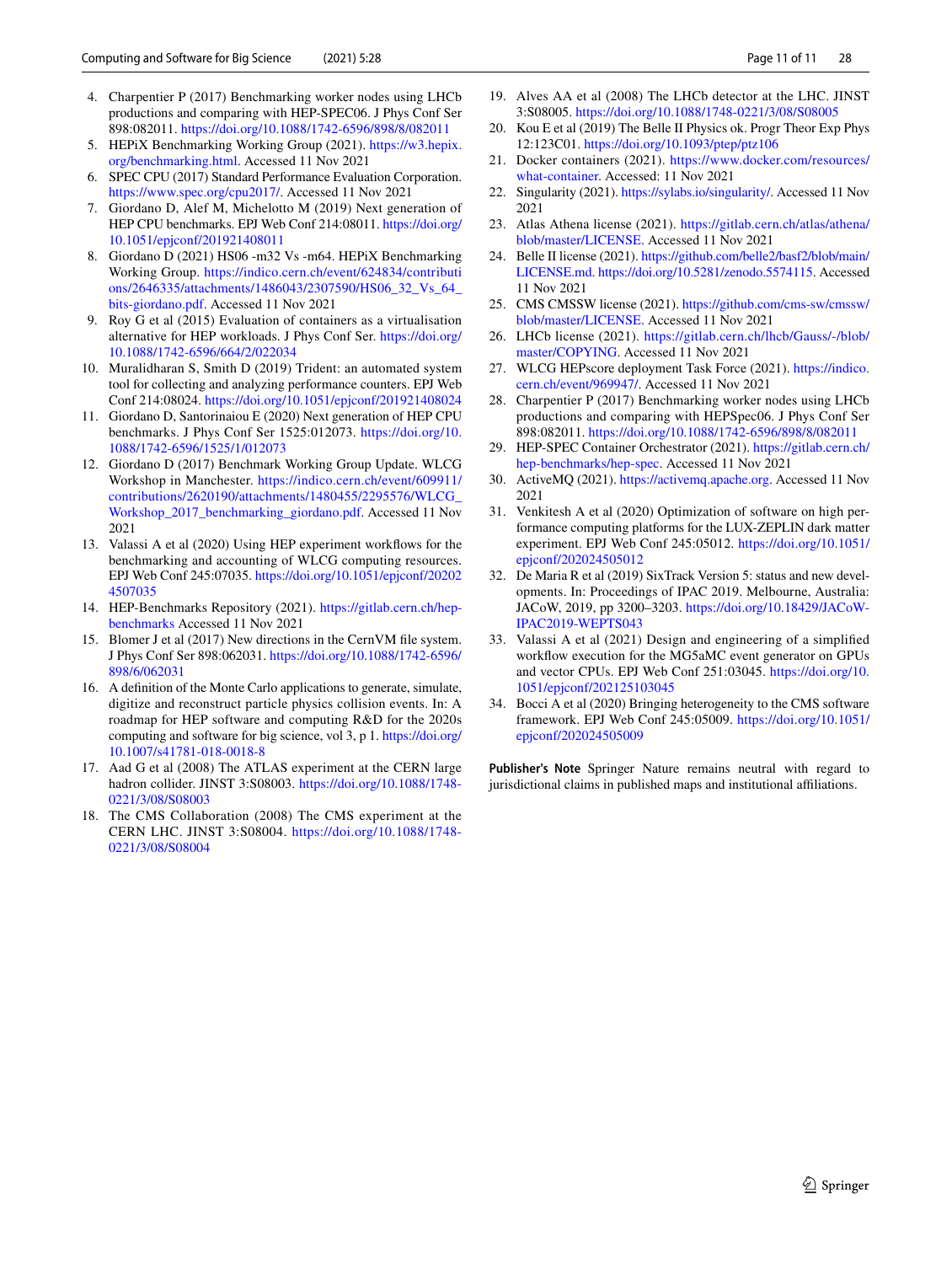4. Charpentier P (2017) Benchmarking worker nodes using LHCb productions and comparing with HEP-SPEC06. J Phys Conf Ser 898:082011. https://doi.org/10.1088/1742-6596/898/8/082011
5. HEPiX Benchmarking Working Group (2021). https://w3.hepix.org/benchmarking.html. Accessed 11 Nov 2021
6. SPEC CPU (2017) Standard Performance Evaluation Corporation. https://www.spec.org/cpu2017/. Accessed 11 Nov 2021
7. Giordano D, Alef M, Michelotto M (2019) Next generation of HEP CPU benchmarks. EPJ Web Conf 214:08011. https://doi.org/10.1051/epjconf/201921408011
8. Giordano D (2021) HS06 -m32 Vs -m64. HEPiX Benchmarking Working Group. https://indico.cern.ch/event/624834/contributions/2646335/attachments/1486043/2307590/HS06_32_Vs_64_bits-giordano.pdf. Accessed 11 Nov 2021
9. Roy G et al (2015) Evaluation of containers as a virtualisation alternative for HEP workloads. J Phys Conf Ser. https://doi.org/10.1088/1742-6596/664/2/022034
10. Muralidharan S, Smith D (2019) Trident: an automated system tool for collecting and analyzing performance counters. EPJ Web Conf 214:08024. https://doi.org/10.1051/epjconf/201921408024
11. Giordano D, Santorinaiou E (2020) Next generation of HEP CPU benchmarks. J Phys Conf Ser 1525:012073. https://doi.org/10.1088/1742-6596/1525/1/012073
12. Giordano D (2017) Benchmark Working Group Update. WLCG Workshop in Manchester. https://indico.cern.ch/event/609911/contributions/2620190/attachments/1480455/2295576/WLCG_Workshop_2017_benchmarking_giordano.pdf. Accessed 11 Nov 2021
13. Valassi A et al (2020) Using HEP experiment workflows for the benchmarking and accounting of WLCG computing resources. EPJ Web Conf 245:07035. https://doi.org/10.1051/epjconf/202024507035
14. HEP-Benchmarks Repository (2021). https://gitlab.cern.ch/hep-benchmarks Accessed 11 Nov 2021
15. Blomer J et al (2017) New directions in the CernVM file system. J Phys Conf Ser 898:062031. https://doi.org/10.1088/1742-6596/898/6/062031
16. A definition of the Monte Carlo applications to generate, simulate, digitize and reconstruct particle physics collision events. In: A roadmap for HEP software and computing R&D for the 2020s computing and software for big science, vol 3, p 1. https://doi.org/10.1007/s41781-018-0018-8
17. Aad G et al (2008) The ATLAS experiment at the CERN large hadron collider. JINST 3:S08003. https://doi.org/10.1088/1748-0221/3/08/S08003
18. The CMS Collaboration (2008) The CMS experiment at the CERN LHC. JINST 3:S08004. https://doi.org/10.1088/1748-0221/3/08/S08004
19. Alves AA et al (2008) The LHCb detector at the LHC. JINST 3:S08005. https://doi.org/10.1088/1748-0221/3/08/S08005
20. Kou E et al (2019) The Belle II Physics ok. Progr Theor Exp Phys 12:123C01. https://doi.org/10.1093/ptep/ptz106
21. Docker containers (2021). https://www.docker.com/resources/what-container. Accessed: 11 Nov 2021
22. Singularity (2021). https://sylabs.io/singularity/. Accessed 11 Nov 2021
23. Atlas Athena license (2021). https://gitlab.cern.ch/atlas/athena/blob/master/LICENSE. Accessed 11 Nov 2021
24. Belle II license (2021). https://github.com/belle2/basf2/blob/main/LICENSE.md. https://doi.org/10.5281/zenodo.5574115. Accessed 11 Nov 2021
25. CMS CMSSW license (2021). https://github.com/cms-sw/cmssw/blob/master/LICENSE. Accessed 11 Nov 2021
26. LHCb license (2021). https://gitlab.cern.ch/lhcb/Gauss/-/blob/master/COPYING. Accessed 11 Nov 2021
27. WLCG HEPscore deployment Task Force (2021). https://indico.cern.ch/event/969947/. Accessed 11 Nov 2021
28. Charpentier P (2017) Benchmarking worker nodes using LHCb productions and comparing with HEPSpec06. J Phys Conf Ser 898:082011. https://doi.org/10.1088/1742-6596/898/8/082011
29. HEP-SPEC Container Orchestrator (2021). https://gitlab.cern.ch/hep-benchmarks/hep-spec. Accessed 11 Nov 2021
30. ActiveMQ (2021). https://activemq.apache.org. Accessed 11 Nov 2021
31. Venkitesh A et al (2020) Optimization of software on high performance computing platforms for the LUX-ZEPLIN dark matter experiment. EPJ Web Conf 245:05012. https://doi.org/10.1051/epjconf/202024505012
32. De Maria R et al (2019) SixTrack Version 5: status and new developments. In: Proceedings of IPAC 2019. Melbourne, Australia: JACoW, 2019, pp 3200–3203. https://doi.org/10.18429/JACoW-IPAC2019-WEPTS043
33. Valassi A et al (2021) Design and engineering of a simplified workflow execution for the MG5aMC event generator on GPUs and vector CPUs. EPJ Web Conf 251:03045. https://doi.org/10.1051/epjconf/202125103045
34. Bocci A et al (2020) Bringing heterogeneity to the CMS software framework. EPJ Web Conf 245:05009. https://doi.org/10.1051/epjconf/202024505009

**Publisher's Note** Springer Nature remains neutral with regard to jurisdictional claims in published maps and institutional affiliations.